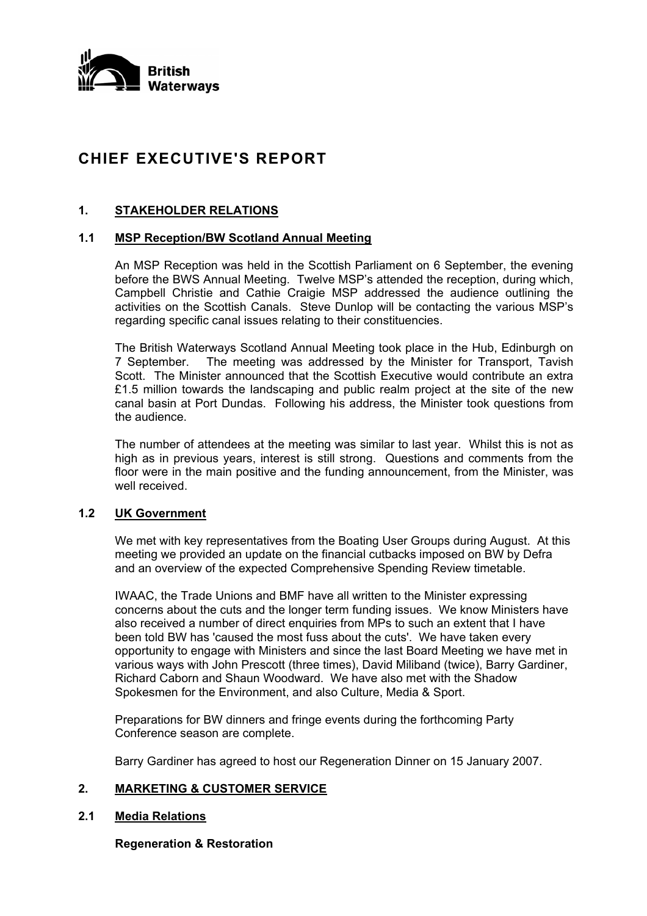British Waterways

# CHIEF EXECUTIVE'S REPORT

## 1. STAKEHOLDER RELATIONS

### 1.1 MSP Reception/BW Scotland Annual Meeting

An MSP Reception was held in the Scottish Parliament on 6 September, the evening before the BWS Annual Meeting. Twelve MSP's attended the reception, during which, Campbell Christie and Cathie Craigie MSP addressed the audience outlining the activities on the Scottish Canals. Steve Dunlop will be contacting the various MSP's regarding specific canal issues relating to their constituencies.

The British Waterways Scotland Annual Meeting took place in the Hub, Edinburgh on 7 September. The meeting was addressed by the Minister for Transport, Tavish Scott. The Minister announced that the Scottish Executive would contribute an extra £1.5 million towards the landscaping and public realm project at the site of the new canal basin at Port Dundas. Following his address, the Minister took questions from the audience.

The number of attendees at the meeting was similar to last year. Whilst this is not as high as in previous years, interest is still strong. Questions and comments from the floor were in the main positive and the funding announcement, from the Minister, was well received.

### 1.2 UK Government

We met with key representatives from the Boating User Groups during August. At this meeting we provided an update on the financial cutbacks imposed on BW by Defra and an overview of the expected Comprehensive Spending Review timetable.

IWAAC, the Trade Unions and BMF have all written to the Minister expressing concerns about the cuts and the longer term funding issues. We know Ministers have also received a number of direct enquiries from MPs to such an extent that I have been told BW has 'caused the most fuss about the cuts'. We have taken every opportunity to engage with Ministers and since the last Board Meeting we have met in various ways with John Prescott (three times), David Miliband (twice), Barry Gardiner, Richard Caborn and Shaun Woodward. We have also met with the Shadow Spokesmen for the Environment, and also Culture, Media & Sport.

Preparations for BW dinners and fringe events during the forthcoming Party Conference season are complete.

Barry Gardiner has agreed to host our Regeneration Dinner on 15 January 2007.

## 2. MARKETING & CUSTOMER SERVICE

### 2.1 Media Relations

**Regeneration & Restoration**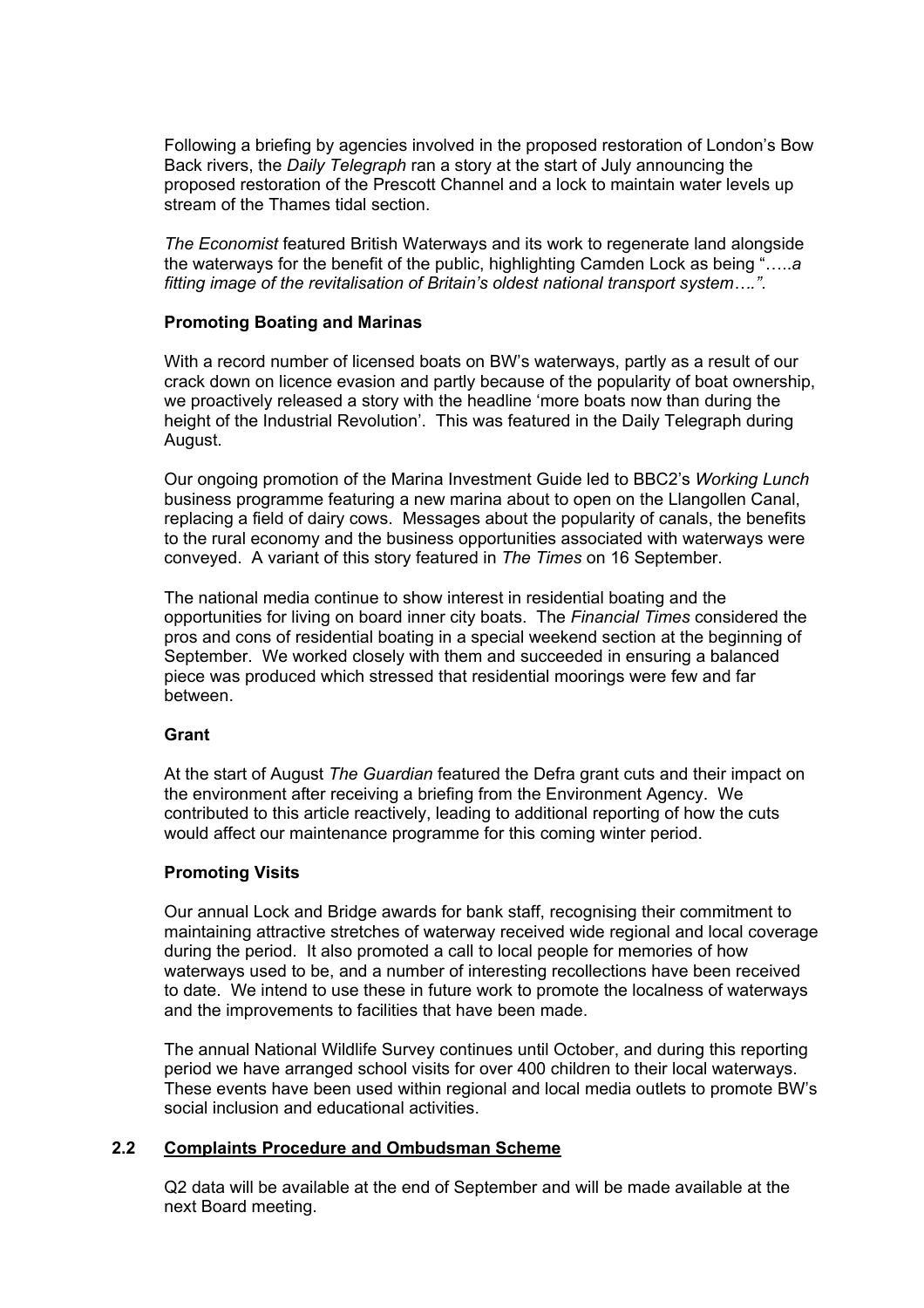Following a briefing by agencies involved in the proposed restoration of London's Bow Back rivers, the *Daily Telegraph* ran a story at the start of July announcing the proposed restoration of the Prescott Channel and a lock to maintain water levels up stream of the Thames tidal section.

*The Economist* featured British Waterways and its work to regenerate land alongside the waterways for the benefit of the public, highlighting Camden Lock as being "…..*a fitting image of the revitalisation of Britain's oldest national transport system….".*

**Promoting Boating and Marinas**

With a record number of licensed boats on BW's waterways, partly as a result of our crack down on licence evasion and partly because of the popularity of boat ownership, we proactively released a story with the headline 'more boats now than during the height of the Industrial Revolution'. This was featured in the Daily Telegraph during August.

Our ongoing promotion of the Marina Investment Guide led to BBC2's *Working Lunch* business programme featuring a new marina about to open on the Llangollen Canal, replacing a field of dairy cows. Messages about the popularity of canals, the benefits to the rural economy and the business opportunities associated with waterways were conveyed. A variant of this story featured in *The Times* on 16 September.

The national media continue to show interest in residential boating and the opportunities for living on board inner city boats. The *Financial Times* considered the pros and cons of residential boating in a special weekend section at the beginning of September. We worked closely with them and succeeded in ensuring a balanced piece was produced which stressed that residential moorings were few and far between.

**Grant**

At the start of August *The Guardian* featured the Defra grant cuts and their impact on the environment after receiving a briefing from the Environment Agency. We contributed to this article reactively, leading to additional reporting of how the cuts would affect our maintenance programme for this coming winter period.

**Promoting Visits**

Our annual Lock and Bridge awards for bank staff, recognising their commitment to maintaining attractive stretches of waterway received wide regional and local coverage during the period. It also promoted a call to local people for memories of how waterways used to be, and a number of interesting recollections have been received to date. We intend to use these in future work to promote the localness of waterways and the improvements to facilities that have been made.

The annual National Wildlife Survey continues until October, and during this reporting period we have arranged school visits for over 400 children to their local waterways. These events have been used within regional and local media outlets to promote BW's social inclusion and educational activities.

## 2.2 Complaints Procedure and Ombudsman Scheme

Q2 data will be available at the end of September and will be made available at the next Board meeting.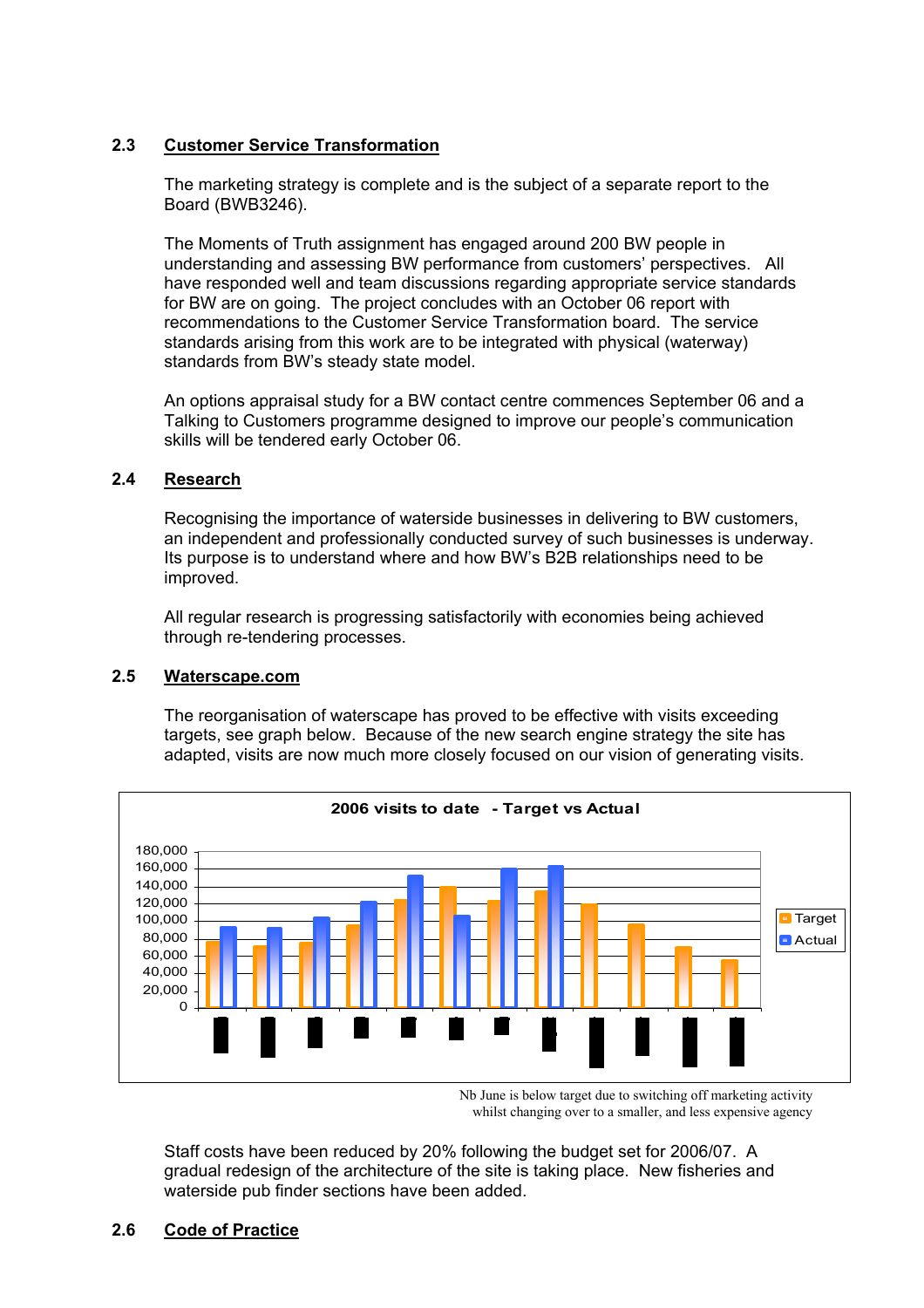### 2.3 Customer Service Transformation

The marketing strategy is complete and is the subject of a separate report to the Board (BWB3246).

The Moments of Truth assignment has engaged around 200 BW people in understanding and assessing BW performance from customers' perspectives. All have responded well and team discussions regarding appropriate service standards for BW are on going. The project concludes with an October 06 report with recommendations to the Customer Service Transformation board. The service standards arising from this work are to be integrated with physical (waterway) standards from BW's steady state model.

An options appraisal study for a BW contact centre commences September 06 and a Talking to Customers programme designed to improve our people's communication skills will be tendered early October 06.

### 2.4 Research

Recognising the importance of waterside businesses in delivering to BW customers, an independent and professionally conducted survey of such businesses is underway. Its purpose is to understand where and how BW's B2B relationships need to be improved.

All regular research is progressing satisfactorily with economies being achieved through re-tendering processes.

### 2.5 Waterscape.com

The reorganisation of waterscape has proved to be effective with visits exceeding targets, see graph below. Because of the new search engine strategy the site has adapted, visits are now much more closely focused on our vision of generating visits.

**2006 visits to date - Target vs Actual**

Nb June is below target due to switching off marketing activity whilst changing over to a smaller, and less expensive agency

Staff costs have been reduced by 20% following the budget set for 2006/07. A gradual redesign of the architecture of the site is taking place. New fisheries and waterside pub finder sections have been added.

### 2.6 Code of Practice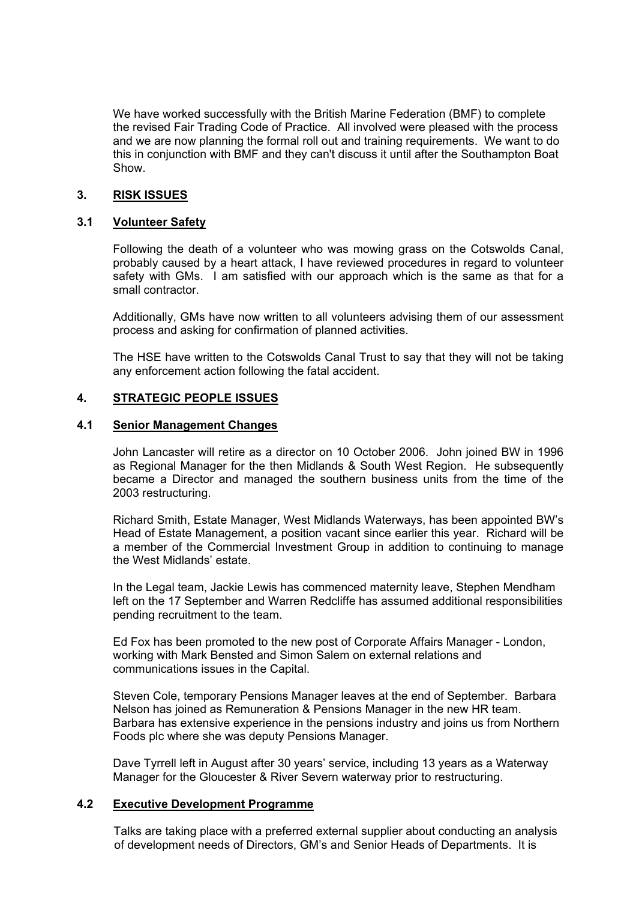We have worked successfully with the British Marine Federation (BMF) to complete the revised Fair Trading Code of Practice. All involved were pleased with the process and we are now planning the formal roll out and training requirements. We want to do this in conjunction with BMF and they can't discuss it until after the Southampton Boat Show.

## 3. RISK ISSUES

### 3.1 Volunteer Safety

Following the death of a volunteer who was mowing grass on the Cotswolds Canal, probably caused by a heart attack, I have reviewed procedures in regard to volunteer safety with GMs. I am satisfied with our approach which is the same as that for a small contractor.

Additionally, GMs have now written to all volunteers advising them of our assessment process and asking for confirmation of planned activities.

The HSE have written to the Cotswolds Canal Trust to say that they will not be taking any enforcement action following the fatal accident.

## 4. STRATEGIC PEOPLE ISSUES

### 4.1 Senior Management Changes

John Lancaster will retire as a director on 10 October 2006. John joined BW in 1996 as Regional Manager for the then Midlands & South West Region. He subsequently became a Director and managed the southern business units from the time of the 2003 restructuring.

Richard Smith, Estate Manager, West Midlands Waterways, has been appointed BW's Head of Estate Management, a position vacant since earlier this year. Richard will be a member of the Commercial Investment Group in addition to continuing to manage the West Midlands' estate.

In the Legal team, Jackie Lewis has commenced maternity leave, Stephen Mendham left on the 17 September and Warren Redcliffe has assumed additional responsibilities pending recruitment to the team.

Ed Fox has been promoted to the new post of Corporate Affairs Manager - London, working with Mark Bensted and Simon Salem on external relations and communications issues in the Capital.

Steven Cole, temporary Pensions Manager leaves at the end of September. Barbara Nelson has joined as Remuneration & Pensions Manager in the new HR team. Barbara has extensive experience in the pensions industry and joins us from Northern Foods plc where she was deputy Pensions Manager.

Dave Tyrrell left in August after 30 years' service, including 13 years as a Waterway Manager for the Gloucester & River Severn waterway prior to restructuring.

### 4.2 Executive Development Programme

Talks are taking place with a preferred external supplier about conducting an analysis of development needs of Directors, GM's and Senior Heads of Departments. It is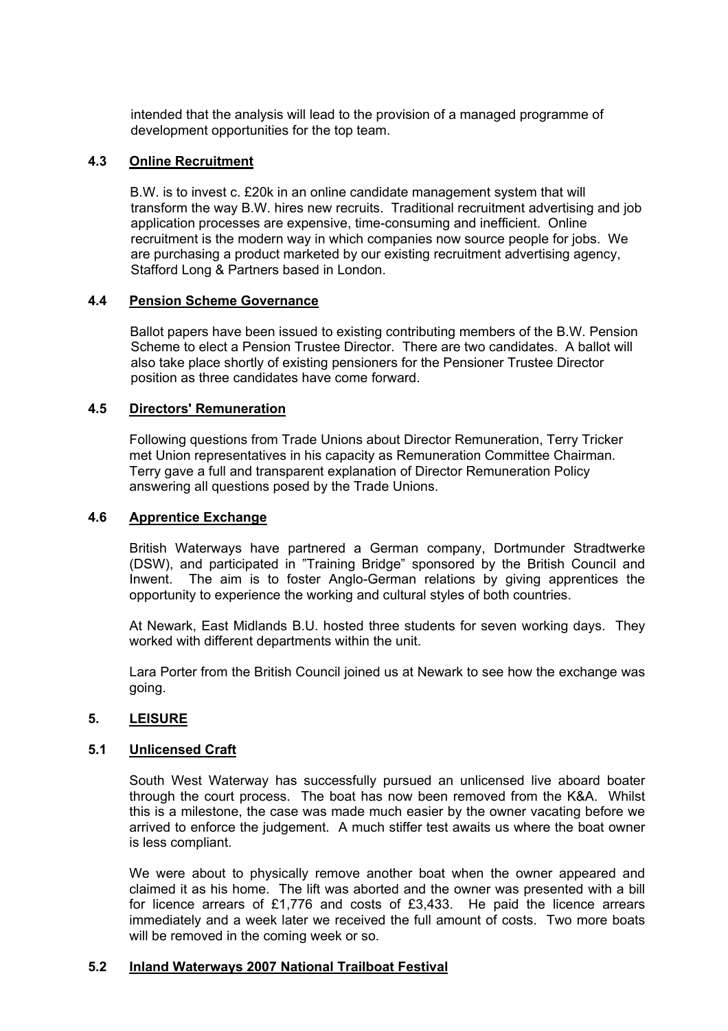intended that the analysis will lead to the provision of a managed programme of development opportunities for the top team.

### 4.3 Online Recruitment

B.W. is to invest c. £20k in an online candidate management system that will transform the way B.W. hires new recruits. Traditional recruitment advertising and job application processes are expensive, time-consuming and inefficient. Online recruitment is the modern way in which companies now source people for jobs. We are purchasing a product marketed by our existing recruitment advertising agency, Stafford Long & Partners based in London.

### 4.4 Pension Scheme Governance

Ballot papers have been issued to existing contributing members of the B.W. Pension Scheme to elect a Pension Trustee Director. There are two candidates. A ballot will also take place shortly of existing pensioners for the Pensioner Trustee Director position as three candidates have come forward.

### 4.5 Directors' Remuneration

Following questions from Trade Unions about Director Remuneration, Terry Tricker met Union representatives in his capacity as Remuneration Committee Chairman. Terry gave a full and transparent explanation of Director Remuneration Policy answering all questions posed by the Trade Unions.

### 4.6 Apprentice Exchange

British Waterways have partnered a German company, Dortmunder Stradtwerke (DSW), and participated in "Training Bridge" sponsored by the British Council and Inwent. The aim is to foster Anglo-German relations by giving apprentices the opportunity to experience the working and cultural styles of both countries.

At Newark, East Midlands B.U. hosted three students for seven working days. They worked with different departments within the unit.

Lara Porter from the British Council joined us at Newark to see how the exchange was going.

## 5. LEISURE

### 5.1 Unlicensed Craft

South West Waterway has successfully pursued an unlicensed live aboard boater through the court process. The boat has now been removed from the K&A. Whilst this is a milestone, the case was made much easier by the owner vacating before we arrived to enforce the judgement. A much stiffer test awaits us where the boat owner is less compliant.

We were about to physically remove another boat when the owner appeared and claimed it as his home. The lift was aborted and the owner was presented with a bill for licence arrears of £1,776 and costs of £3,433. He paid the licence arrears immediately and a week later we received the full amount of costs. Two more boats will be removed in the coming week or so.

### 5.2 Inland Waterways 2007 National Trailboat Festival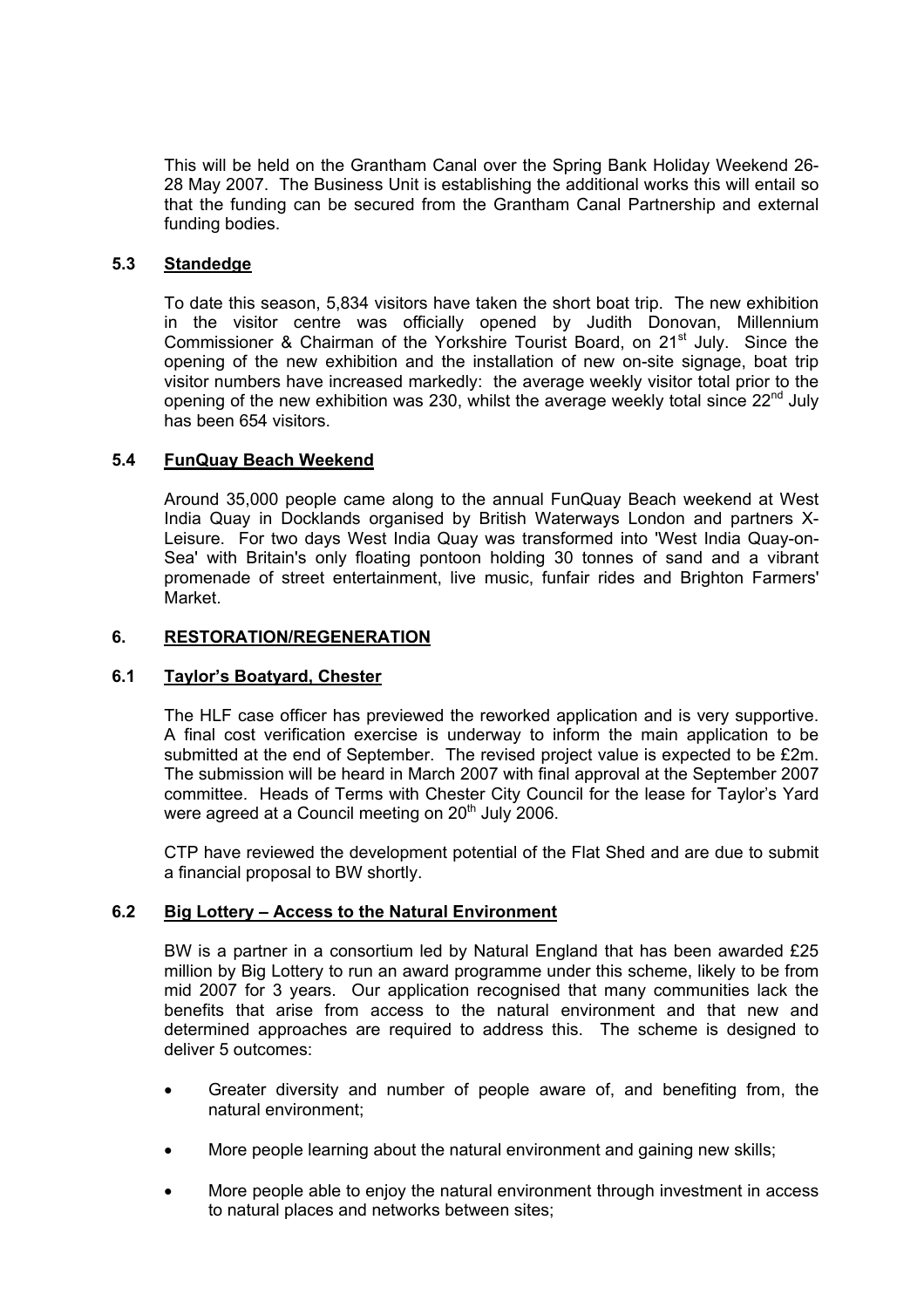This will be held on the Grantham Canal over the Spring Bank Holiday Weekend 26-28 May 2007. The Business Unit is establishing the additional works this will entail so that the funding can be secured from the Grantham Canal Partnership and external funding bodies.

### 5.3 Standedge

To date this season, 5,834 visitors have taken the short boat trip. The new exhibition in the visitor centre was officially opened by Judith Donovan, Millennium Commissioner & Chairman of the Yorkshire Tourist Board, on 21st July. Since the opening of the new exhibition and the installation of new on-site signage, boat trip visitor numbers have increased markedly: the average weekly visitor total prior to the opening of the new exhibition was 230, whilst the average weekly total since 22nd July has been 654 visitors.

### 5.4 FunQuay Beach Weekend

Around 35,000 people came along to the annual FunQuay Beach weekend at West India Quay in Docklands organised by British Waterways London and partners X-Leisure. For two days West India Quay was transformed into 'West India Quay-on-Sea' with Britain's only floating pontoon holding 30 tonnes of sand and a vibrant promenade of street entertainment, live music, funfair rides and Brighton Farmers' Market.

## 6. RESTORATION/REGENERATION

### 6.1 Taylor's Boatyard, Chester

The HLF case officer has previewed the reworked application and is very supportive. A final cost verification exercise is underway to inform the main application to be submitted at the end of September. The revised project value is expected to be £2m. The submission will be heard in March 2007 with final approval at the September 2007 committee. Heads of Terms with Chester City Council for the lease for Taylor's Yard were agreed at a Council meeting on 20th July 2006.

CTP have reviewed the development potential of the Flat Shed and are due to submit a financial proposal to BW shortly.

### 6.2 Big Lottery – Access to the Natural Environment

BW is a partner in a consortium led by Natural England that has been awarded £25 million by Big Lottery to run an award programme under this scheme, likely to be from mid 2007 for 3 years. Our application recognised that many communities lack the benefits that arise from access to the natural environment and that new and determined approaches are required to address this. The scheme is designed to deliver 5 outcomes:

- Greater diversity and number of people aware of, and benefiting from, the natural environment;
- More people learning about the natural environment and gaining new skills;
- More people able to enjoy the natural environment through investment in access to natural places and networks between sites;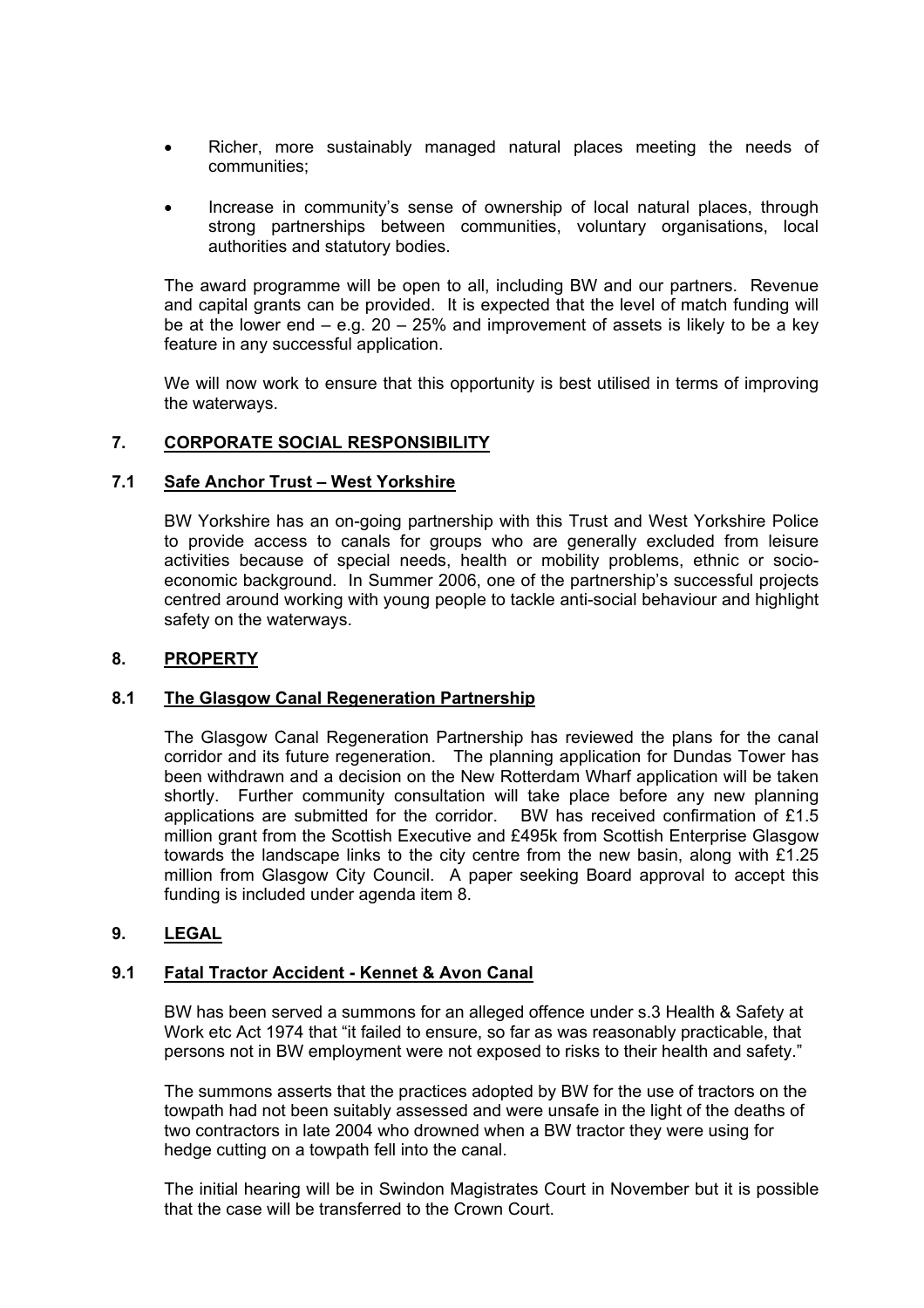- Richer, more sustainably managed natural places meeting the needs of communities;

- Increase in community's sense of ownership of local natural places, through strong partnerships between communities, voluntary organisations, local authorities and statutory bodies.

The award programme will be open to all, including BW and our partners. Revenue and capital grants can be provided. It is expected that the level of match funding will be at the lower end – e.g. 20 – 25% and improvement of assets is likely to be a key feature in any successful application.

We will now work to ensure that this opportunity is best utilised in terms of improving the waterways.

## 7. CORPORATE SOCIAL RESPONSIBILITY

### 7.1 Safe Anchor Trust – West Yorkshire

BW Yorkshire has an on-going partnership with this Trust and West Yorkshire Police to provide access to canals for groups who are generally excluded from leisure activities because of special needs, health or mobility problems, ethnic or socio-economic background. In Summer 2006, one of the partnership's successful projects centred around working with young people to tackle anti-social behaviour and highlight safety on the waterways.

## 8. PROPERTY

### 8.1 The Glasgow Canal Regeneration Partnership

The Glasgow Canal Regeneration Partnership has reviewed the plans for the canal corridor and its future regeneration. The planning application for Dundas Tower has been withdrawn and a decision on the New Rotterdam Wharf application will be taken shortly. Further community consultation will take place before any new planning applications are submitted for the corridor. BW has received confirmation of £1.5 million grant from the Scottish Executive and £495k from Scottish Enterprise Glasgow towards the landscape links to the city centre from the new basin, along with £1.25 million from Glasgow City Council. A paper seeking Board approval to accept this funding is included under agenda item 8.

## 9. LEGAL

### 9.1 Fatal Tractor Accident - Kennet & Avon Canal

BW has been served a summons for an alleged offence under s.3 Health & Safety at Work etc Act 1974 that "it failed to ensure, so far as was reasonably practicable, that persons not in BW employment were not exposed to risks to their health and safety."

The summons asserts that the practices adopted by BW for the use of tractors on the towpath had not been suitably assessed and were unsafe in the light of the deaths of two contractors in late 2004 who drowned when a BW tractor they were using for hedge cutting on a towpath fell into the canal.

The initial hearing will be in Swindon Magistrates Court in November but it is possible that the case will be transferred to the Crown Court.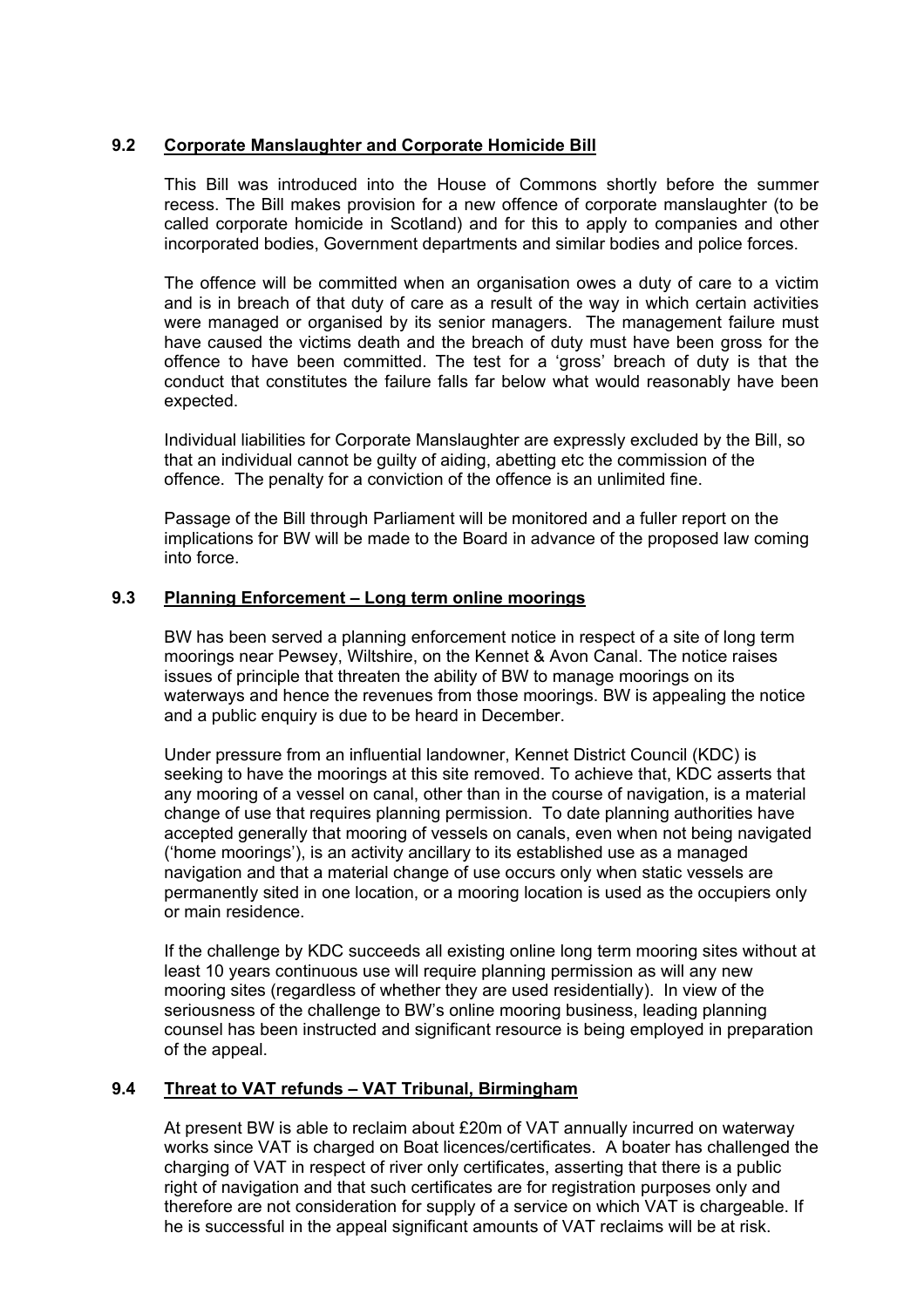### 9.2 Corporate Manslaughter and Corporate Homicide Bill

This Bill was introduced into the House of Commons shortly before the summer recess. The Bill makes provision for a new offence of corporate manslaughter (to be called corporate homicide in Scotland) and for this to apply to companies and other incorporated bodies, Government departments and similar bodies and police forces.

The offence will be committed when an organisation owes a duty of care to a victim and is in breach of that duty of care as a result of the way in which certain activities were managed or organised by its senior managers. The management failure must have caused the victims death and the breach of duty must have been gross for the offence to have been committed. The test for a 'gross' breach of duty is that the conduct that constitutes the failure falls far below what would reasonably have been expected.

Individual liabilities for Corporate Manslaughter are expressly excluded by the Bill, so that an individual cannot be guilty of aiding, abetting etc the commission of the offence. The penalty for a conviction of the offence is an unlimited fine.

Passage of the Bill through Parliament will be monitored and a fuller report on the implications for BW will be made to the Board in advance of the proposed law coming into force.

### 9.3 Planning Enforcement – Long term online moorings

BW has been served a planning enforcement notice in respect of a site of long term moorings near Pewsey, Wiltshire, on the Kennet & Avon Canal. The notice raises issues of principle that threaten the ability of BW to manage moorings on its waterways and hence the revenues from those moorings. BW is appealing the notice and a public enquiry is due to be heard in December.

Under pressure from an influential landowner, Kennet District Council (KDC) is seeking to have the moorings at this site removed. To achieve that, KDC asserts that any mooring of a vessel on canal, other than in the course of navigation, is a material change of use that requires planning permission. To date planning authorities have accepted generally that mooring of vessels on canals, even when not being navigated ('home moorings'), is an activity ancillary to its established use as a managed navigation and that a material change of use occurs only when static vessels are permanently sited in one location, or a mooring location is used as the occupiers only or main residence.

If the challenge by KDC succeeds all existing online long term mooring sites without at least 10 years continuous use will require planning permission as will any new mooring sites (regardless of whether they are used residentially). In view of the seriousness of the challenge to BW's online mooring business, leading planning counsel has been instructed and significant resource is being employed in preparation of the appeal.

### 9.4 Threat to VAT refunds – VAT Tribunal, Birmingham

At present BW is able to reclaim about £20m of VAT annually incurred on waterway works since VAT is charged on Boat licences/certificates. A boater has challenged the charging of VAT in respect of river only certificates, asserting that there is a public right of navigation and that such certificates are for registration purposes only and therefore are not consideration for supply of a service on which VAT is chargeable. If he is successful in the appeal significant amounts of VAT reclaims will be at risk.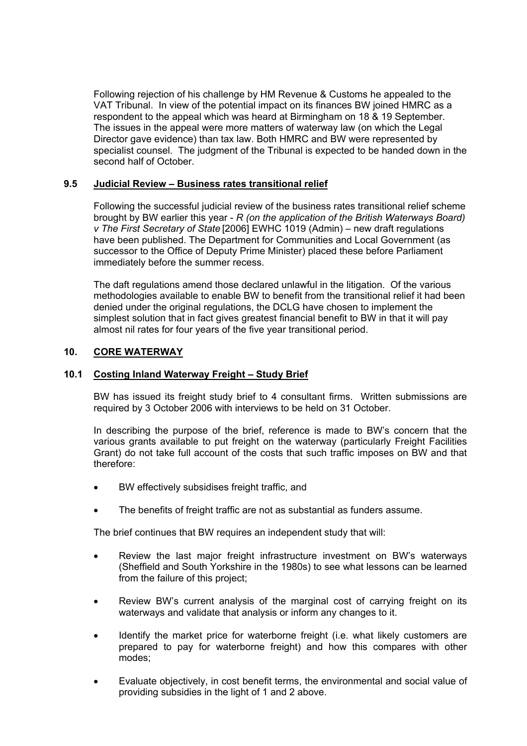Following rejection of his challenge by HM Revenue & Customs he appealed to the VAT Tribunal. In view of the potential impact on its finances BW joined HMRC as a respondent to the appeal which was heard at Birmingham on 18 & 19 September. The issues in the appeal were more matters of waterway law (on which the Legal Director gave evidence) than tax law. Both HMRC and BW were represented by specialist counsel. The judgment of the Tribunal is expected to be handed down in the second half of October.

### 9.5 Judicial Review – Business rates transitional relief

Following the successful judicial review of the business rates transitional relief scheme brought by BW earlier this year - *R (on the application of the British Waterways Board) v The First Secretary of State* [2006] EWHC 1019 (Admin) – new draft regulations have been published. The Department for Communities and Local Government (as successor to the Office of Deputy Prime Minister) placed these before Parliament immediately before the summer recess.

The daft regulations amend those declared unlawful in the litigation. Of the various methodologies available to enable BW to benefit from the transitional relief it had been denied under the original regulations, the DCLG have chosen to implement the simplest solution that in fact gives greatest financial benefit to BW in that it will pay almost nil rates for four years of the five year transitional period.

## 10. CORE WATERWAY

### 10.1 Costing Inland Waterway Freight – Study Brief

BW has issued its freight study brief to 4 consultant firms. Written submissions are required by 3 October 2006 with interviews to be held on 31 October.

In describing the purpose of the brief, reference is made to BW's concern that the various grants available to put freight on the waterway (particularly Freight Facilities Grant) do not take full account of the costs that such traffic imposes on BW and that therefore:

- BW effectively subsidises freight traffic, and
- The benefits of freight traffic are not as substantial as funders assume.

The brief continues that BW requires an independent study that will:

- Review the last major freight infrastructure investment on BW's waterways (Sheffield and South Yorkshire in the 1980s) to see what lessons can be learned from the failure of this project;
- Review BW's current analysis of the marginal cost of carrying freight on its waterways and validate that analysis or inform any changes to it.
- Identify the market price for waterborne freight (i.e. what likely customers are prepared to pay for waterborne freight) and how this compares with other modes;
- Evaluate objectively, in cost benefit terms, the environmental and social value of providing subsidies in the light of 1 and 2 above.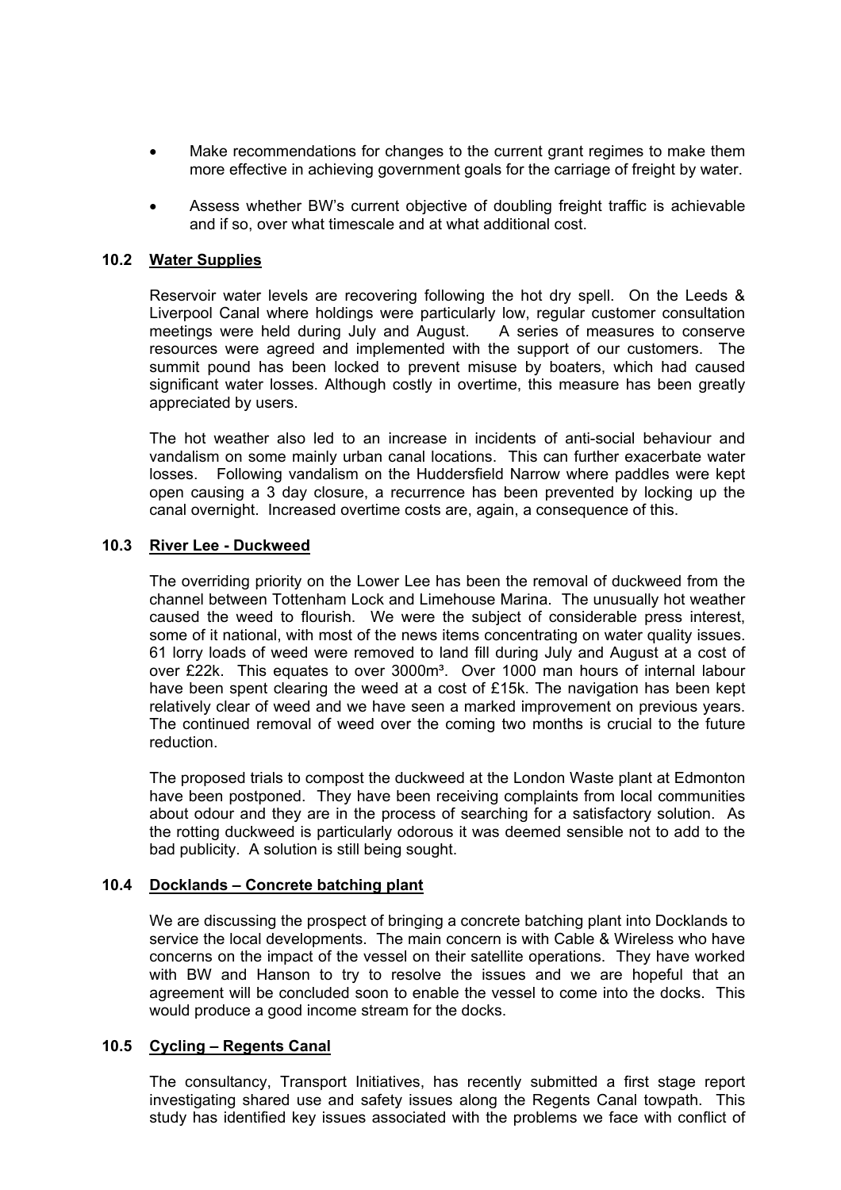- Make recommendations for changes to the current grant regimes to make them more effective in achieving government goals for the carriage of freight by water.

- Assess whether BW's current objective of doubling freight traffic is achievable and if so, over what timescale and at what additional cost.

### 10.2 Water Supplies

Reservoir water levels are recovering following the hot dry spell. On the Leeds & Liverpool Canal where holdings were particularly low, regular customer consultation meetings were held during July and August. A series of measures to conserve resources were agreed and implemented with the support of our customers. The summit pound has been locked to prevent misuse by boaters, which had caused significant water losses. Although costly in overtime, this measure has been greatly appreciated by users.

The hot weather also led to an increase in incidents of anti-social behaviour and vandalism on some mainly urban canal locations. This can further exacerbate water losses. Following vandalism on the Huddersfield Narrow where paddles were kept open causing a 3 day closure, a recurrence has been prevented by locking up the canal overnight. Increased overtime costs are, again, a consequence of this.

### 10.3 River Lee - Duckweed

The overriding priority on the Lower Lee has been the removal of duckweed from the channel between Tottenham Lock and Limehouse Marina. The unusually hot weather caused the weed to flourish. We were the subject of considerable press interest, some of it national, with most of the news items concentrating on water quality issues. 61 lorry loads of weed were removed to land fill during July and August at a cost of over £22k. This equates to over 3000m³. Over 1000 man hours of internal labour have been spent clearing the weed at a cost of £15k. The navigation has been kept relatively clear of weed and we have seen a marked improvement on previous years. The continued removal of weed over the coming two months is crucial to the future reduction.

The proposed trials to compost the duckweed at the London Waste plant at Edmonton have been postponed. They have been receiving complaints from local communities about odour and they are in the process of searching for a satisfactory solution. As the rotting duckweed is particularly odorous it was deemed sensible not to add to the bad publicity. A solution is still being sought.

### 10.4 Docklands – Concrete batching plant

We are discussing the prospect of bringing a concrete batching plant into Docklands to service the local developments. The main concern is with Cable & Wireless who have concerns on the impact of the vessel on their satellite operations. They have worked with BW and Hanson to try to resolve the issues and we are hopeful that an agreement will be concluded soon to enable the vessel to come into the docks. This would produce a good income stream for the docks.

### 10.5 Cycling – Regents Canal

The consultancy, Transport Initiatives, has recently submitted a first stage report investigating shared use and safety issues along the Regents Canal towpath. This study has identified key issues associated with the problems we face with conflict of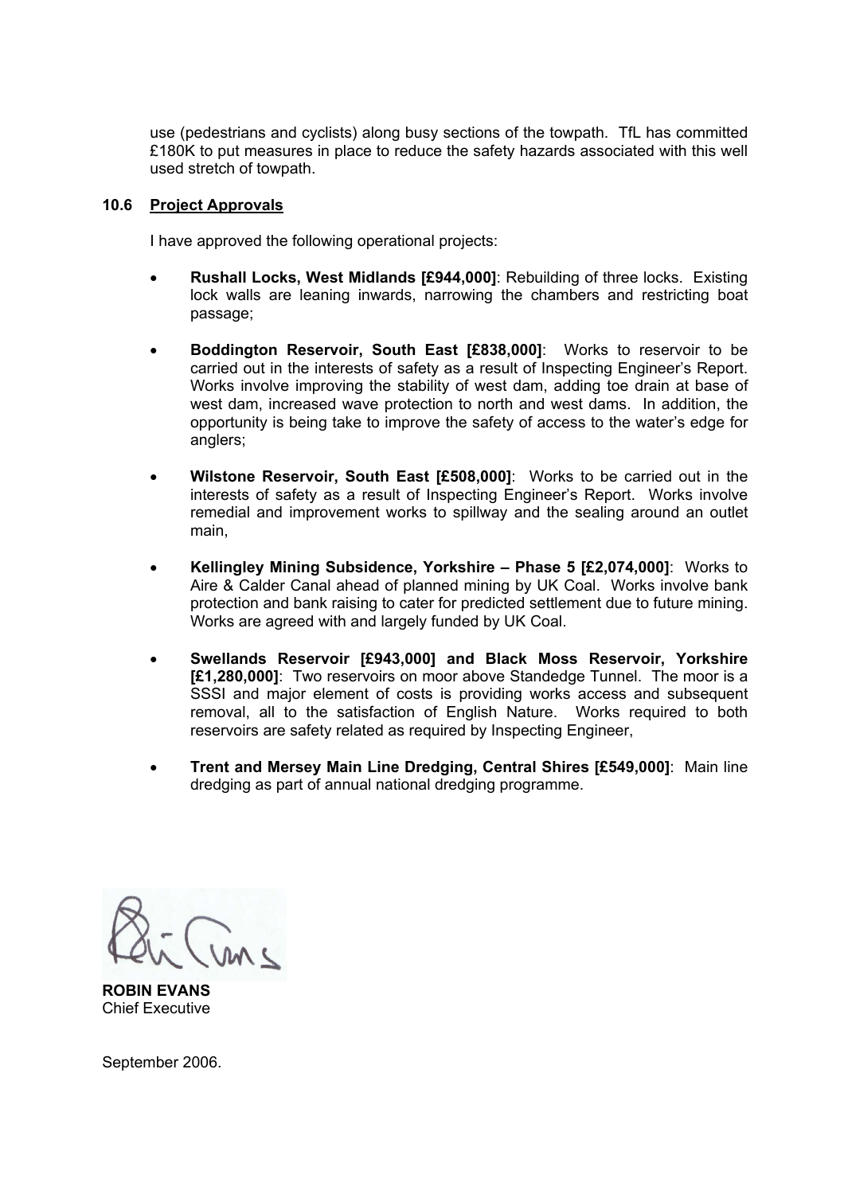use (pedestrians and cyclists) along busy sections of the towpath. TfL has committed £180K to put measures in place to reduce the safety hazards associated with this well used stretch of towpath.

### 10.6 Project Approvals

I have approved the following operational projects:

- **Rushall Locks, West Midlands [£944,000]**: Rebuilding of three locks. Existing lock walls are leaning inwards, narrowing the chambers and restricting boat passage;

- **Boddington Reservoir, South East [£838,000]**: Works to reservoir to be carried out in the interests of safety as a result of Inspecting Engineer's Report. Works involve improving the stability of west dam, adding toe drain at base of west dam, increased wave protection to north and west dams. In addition, the opportunity is being take to improve the safety of access to the water's edge for anglers;

- **Wilstone Reservoir, South East [£508,000]**: Works to be carried out in the interests of safety as a result of Inspecting Engineer's Report. Works involve remedial and improvement works to spillway and the sealing around an outlet main,

- **Kellingley Mining Subsidence, Yorkshire – Phase 5 [£2,074,000]**: Works to Aire & Calder Canal ahead of planned mining by UK Coal. Works involve bank protection and bank raising to cater for predicted settlement due to future mining. Works are agreed with and largely funded by UK Coal.

- **Swellands Reservoir [£943,000] and Black Moss Reservoir, Yorkshire [£1,280,000]**: Two reservoirs on moor above Standedge Tunnel. The moor is a SSSI and major element of costs is providing works access and subsequent removal, all to the satisfaction of English Nature. Works required to both reservoirs are safety related as required by Inspecting Engineer,

- **Trent and Mersey Main Line Dredging, Central Shires [£549,000]**: Main line dredging as part of annual national dredging programme.

**ROBIN EVANS**
Chief Executive

September 2006.